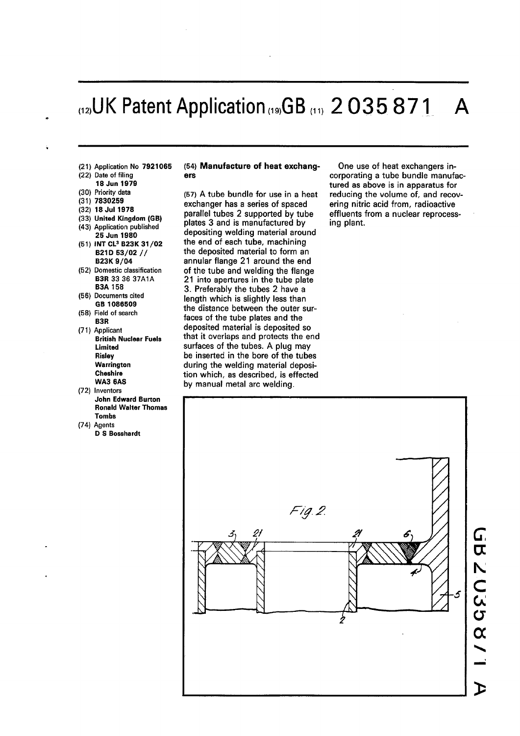# (12) UK Patent Application (19) GB (11) 2 035 871 A

(21) Application No **7921065**
(22) Date of filing **18 Jun 1979**
(30) Priority data
(31) **7830259**
(32) **18 Jul 1978**
(33) **United Kingdom (GB)**
(43) Application published **25 Jun 1980**
(51) **INT CL³ B23K 31/02 B21D 53/02 // B23K 9/04**
(52) Domestic classification **B3R** 33 36 37A1A **B3A** 158
(56) Documents cited **GB 1086509**
(58) Field of search **B3R**
(71) Applicant **British Nuclear Fuels Limited Risley Warrington Cheshire WA3 6AS**
(72) Inventors **John Edward Burton Ronald Walter Thomas Tombs**
(74) Agents **D S Bosshardt**

## (54) Manufacture of heat exchangers

(57) A tube bundle for use in a heat exchanger has a series of spaced parallel tubes 2 supported by tube plates 3 and is manufactured by depositing welding material around the end of each tube, machining the deposited material to form an annular flange 21 around the end of the tube and welding the flange 21 into apertures in the tube plate 3. Preferably the tubes 2 have a length which is slightly less than the distance between the outer surfaces of the tube plates and the deposited material is deposited so that it overlaps and protects the end surfaces of the tubes. A plug may be inserted in the bore of the tubes during the welding material deposition which, as described, is effected by manual metal arc welding.

One use of heat exchangers incorporating a tube bundle manufactured as above is in apparatus for reducing the volume of, and recovering nitric acid from, radioactive effluents from a nuclear reprocessing plant.

Fig. 2.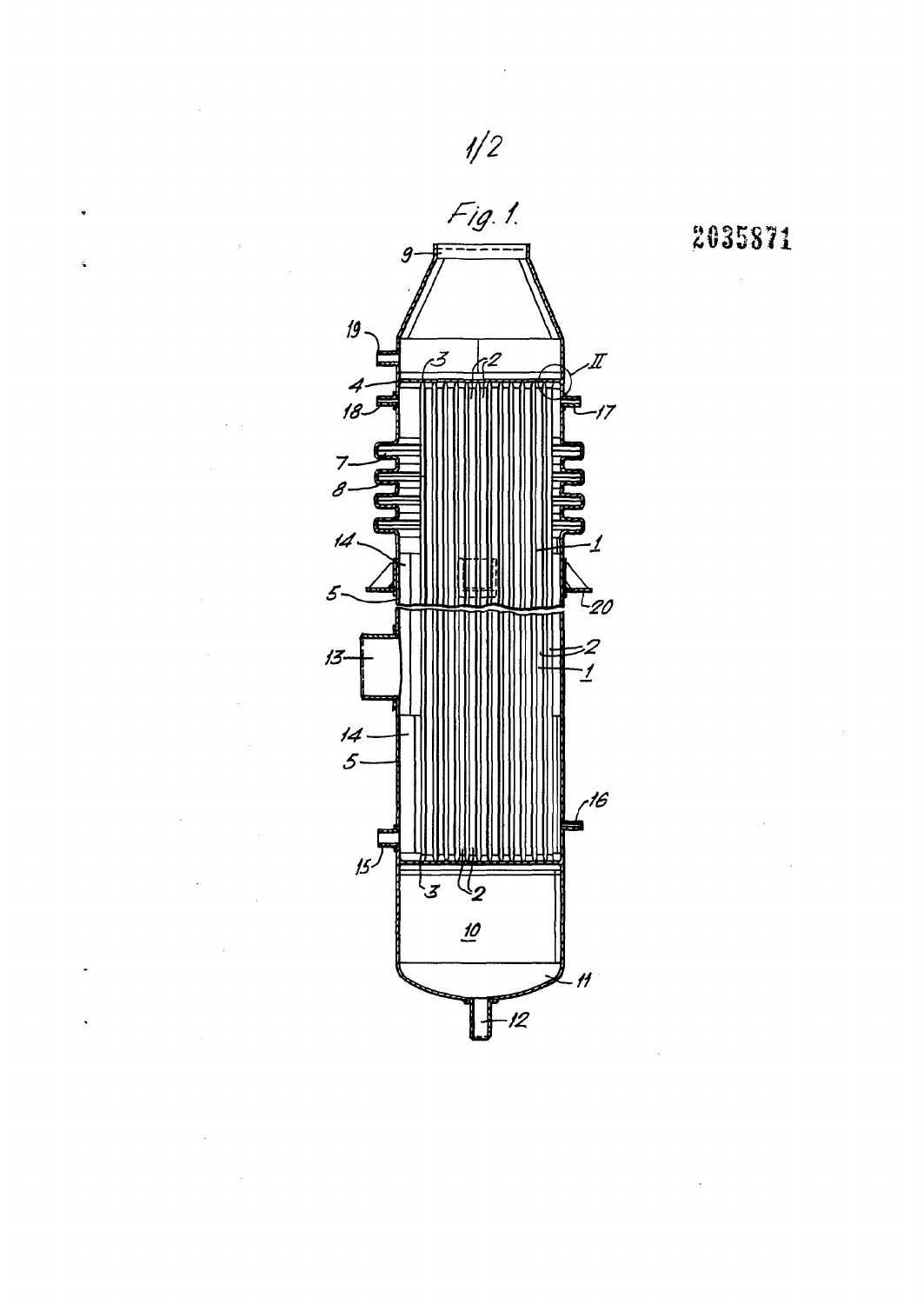Fig. 1.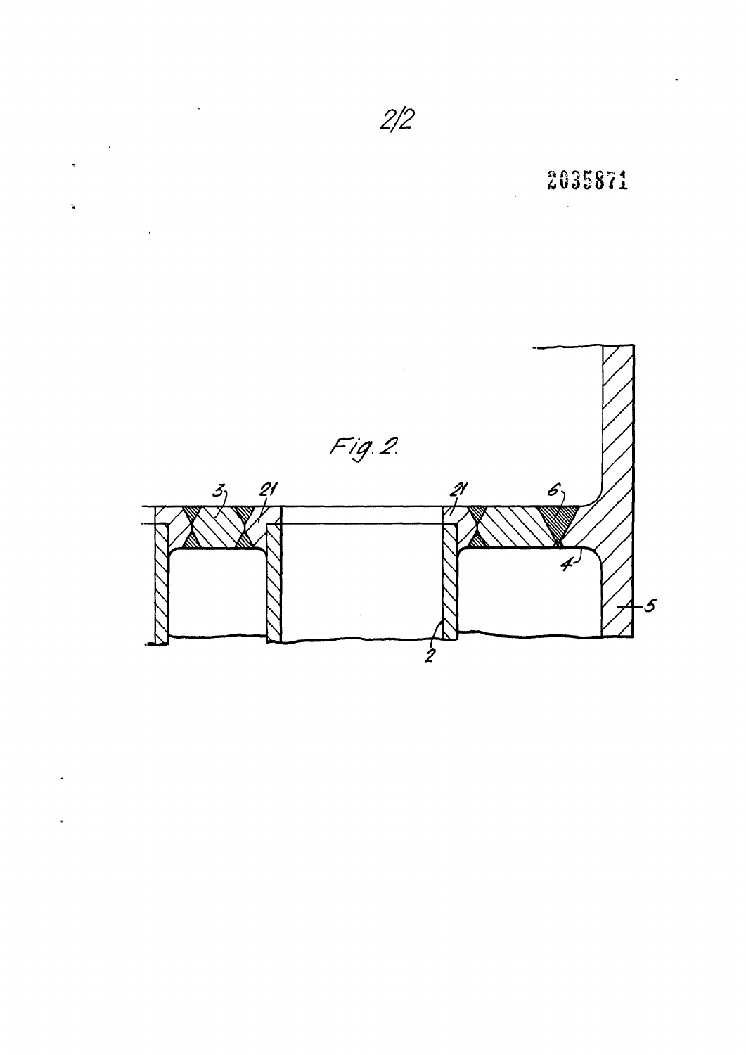2035871

Fig. 2.

3 21 21 6

4

5

2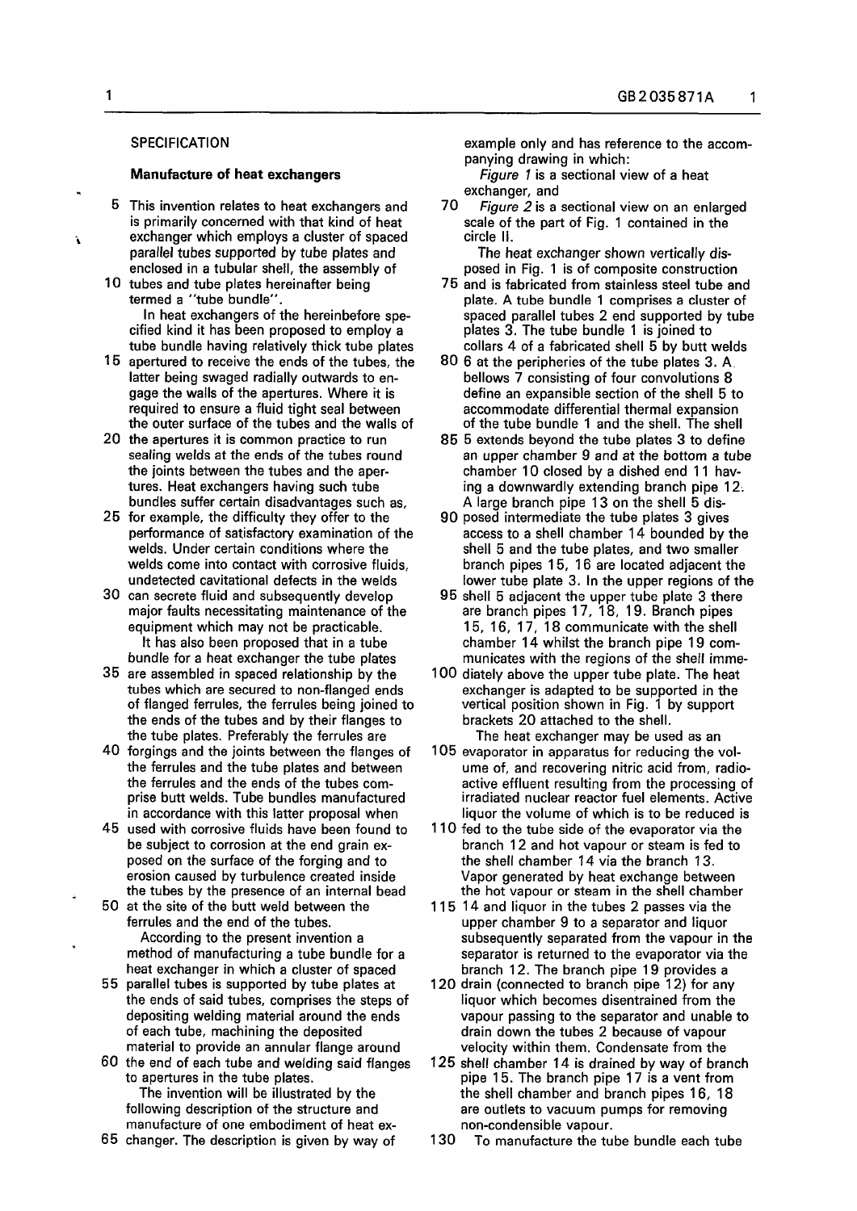SPECIFICATION

## Manufacture of heat exchangers

This invention relates to heat exchangers and is primarily concerned with that kind of heat exchanger which employs a cluster of spaced parallel tubes supported by tube plates and enclosed in a tubular shell, the assembly of tubes and tube plates hereinafter being termed a "tube bundle".

In heat exchangers of the hereinbefore specified kind it has been proposed to employ a tube bundle having relatively thick tube plates apertured to receive the ends of the tubes, the latter being swaged radially outwards to engage the walls of the apertures. Where it is required to ensure a fluid tight seal between the outer surface of the tubes and the walls of the apertures it is common practice to run sealing welds at the ends of the tubes round the joints between the tubes and the apertures. Heat exchangers having such tube bundles suffer certain disadvantages such as, for example, the difficulty they offer to the performance of satisfactory examination of the welds. Under certain conditions where the welds come into contact with corrosive fluids, undetected cavitational defects in the welds can secrete fluid and subsequently develop major faults necessitating maintenance of the equipment which may not be practicable.

It has also been proposed that in a tube bundle for a heat exchanger the tube plates are assembled in spaced relationship by the tubes which are secured to non-flanged ends of flanged ferrules, the ferrules being joined to the ends of the tubes and by their flanges to the tube plates. Preferably the ferrules are forgings and the joints between the flanges of the ferrules and the tube plates and between the ferrules and the ends of the tubes comprise butt welds. Tube bundles manufactured in accordance with this latter proposal when used with corrosive fluids have been found to be subject to corrosion at the end grain exposed on the surface of the forging and to erosion caused by turbulence created inside the tubes by the presence of an internal bead at the site of the butt weld between the ferrules and the end of the tubes.

According to the present invention a method of manufacturing a tube bundle for a heat exchanger in which a cluster of spaced parallel tubes is supported by tube plates at the ends of said tubes, comprises the steps of depositing welding material around the ends of each tube, machining the deposited material to provide an annular flange around the end of each tube and welding said flanges to apertures in the tube plates.

The invention will be illustrated by the following description of the structure and manufacture of one embodiment of heat exchanger. The description is given by way of example only and has reference to the accompanying drawing in which:

*Figure 1* is a sectional view of a heat exchanger, and

*Figure 2* is a sectional view on an enlarged scale of the part of Fig. 1 contained in the circle II.

The heat exchanger shown vertically disposed in Fig. 1 is of composite construction and is fabricated from stainless steel tube and plate. A tube bundle 1 comprises a cluster of spaced parallel tubes 2 end supported by tube plates 3. The tube bundle 1 is joined to collars 4 of a fabricated shell 5 by butt welds 6 at the peripheries of the tube plates 3. A bellows 7 consisting of four convolutions 8 define an expansible section of the shell 5 to accommodate differential thermal expansion of the tube bundle 1 and the shell. The shell 5 extends beyond the tube plates 3 to define an upper chamber 9 and at the bottom a tube chamber 10 closed by a dished end 11 having a downwardly extending branch pipe 12. A large branch pipe 13 on the shell 5 disposed intermediate the tube plates 3 gives access to a shell chamber 14 bounded by the shell 5 and the tube plates, and two smaller branch pipes 15, 16 are located adjacent the lower tube plate 3. In the upper regions of the shell 5 adjacent the upper tube plate 3 there are branch pipes 17, 18, 19. Branch pipes 15, 16, 17, 18 communicate with the shell chamber 14 whilst the branch pipe 19 communicates with the regions of the shell immediately above the upper tube plate. The heat exchanger is adapted to be supported in the vertical position shown in Fig. 1 by support brackets 20 attached to the shell.

The heat exchanger may be used as an evaporator in apparatus for reducing the volume of, and recovering nitric acid from, radioactive effluent resulting from the processing of irradiated nuclear reactor fuel elements. Active liquor the volume of which is to be reduced is fed to the tube side of the evaporator via the branch 12 and hot vapour or steam is fed to the shell chamber 14 via the branch 13. Vapor generated by heat exchange between the hot vapour or steam in the shell chamber 14 and liquor in the tubes 2 passes via the upper chamber 9 to a separator and liquor subsequently separated from the vapour in the separator is returned to the evaporator via the branch 12. The branch pipe 19 provides a drain (connected to branch pipe 12) for any liquor which becomes disentrained from the vapour passing to the separator and unable to drain down the tubes 2 because of vapour velocity within them. Condensate from the shell chamber 14 is drained by way of branch pipe 15. The branch pipe 17 is a vent from the shell chamber and branch pipes 16, 18 are outlets to vacuum pumps for removing non-condensible vapour.

To manufacture the tube bundle each tube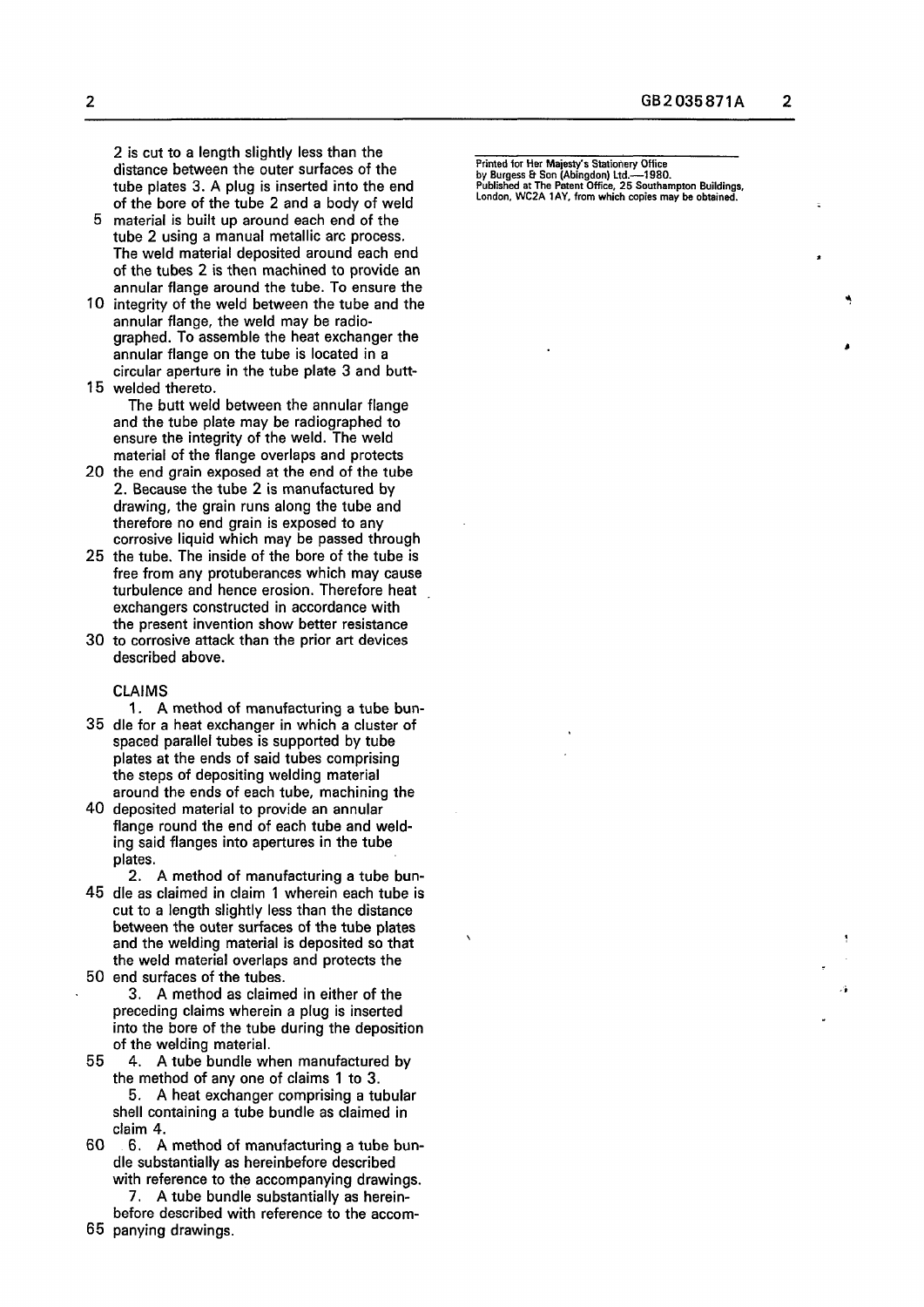2 is cut to a length slightly less than the distance between the outer surfaces of the tube plates 3. A plug is inserted into the end of the bore of the tube 2 and a body of weld material is built up around each end of the tube 2 using a manual metallic arc process. The weld material deposited around each end of the tubes 2 is then machined to provide an annular flange around the tube. To ensure the integrity of the weld between the tube and the annular flange, the weld may be radiographed. To assemble the heat exchanger the annular flange on the tube is located in a circular aperture in the tube plate 3 and butt-welded thereto.

The butt weld between the annular flange and the tube plate may be radiographed to ensure the integrity of the weld. The weld material of the flange overlaps and protects the end grain exposed at the end of the tube 2. Because the tube 2 is manufactured by drawing, the grain runs along the tube and therefore no end grain is exposed to any corrosive liquid which may be passed through the tube. The inside of the bore of the tube is free from any protuberances which may cause turbulence and hence erosion. Therefore heat exchangers constructed in accordance with the present invention show better resistance to corrosive attack than the prior art devices described above.

## CLAIMS

1. A method of manufacturing a tube bundle for a heat exchanger in which a cluster of spaced parallel tubes is supported by tube plates at the ends of said tubes comprising the steps of depositing welding material around the ends of each tube, machining the deposited material to provide an annular flange round the end of each tube and welding said flanges into apertures in the tube plates.

2. A method of manufacturing a tube bundle as claimed in claim 1 wherein each tube is cut to a length slightly less than the distance between the outer surfaces of the tube plates and the welding material is deposited so that the weld material overlaps and protects the end surfaces of the tubes.

3. A method as claimed in either of the preceding claims wherein a plug is inserted into the bore of the tube during the deposition of the welding material.

4. A tube bundle when manufactured by the method of any one of claims 1 to 3.

5. A heat exchanger comprising a tubular shell containing a tube bundle as claimed in claim 4.

6. A method of manufacturing a tube bundle substantially as hereinbefore described with reference to the accompanying drawings.

7. A tube bundle substantially as hereinbefore described with reference to the accompanying drawings.

Printed for Her Majesty's Stationery Office by Burgess & Son (Abingdon) Ltd.—1980.
Published at The Patent Office, 25 Southampton Buildings, London, WC2A 1AY, from which copies may be obtained.